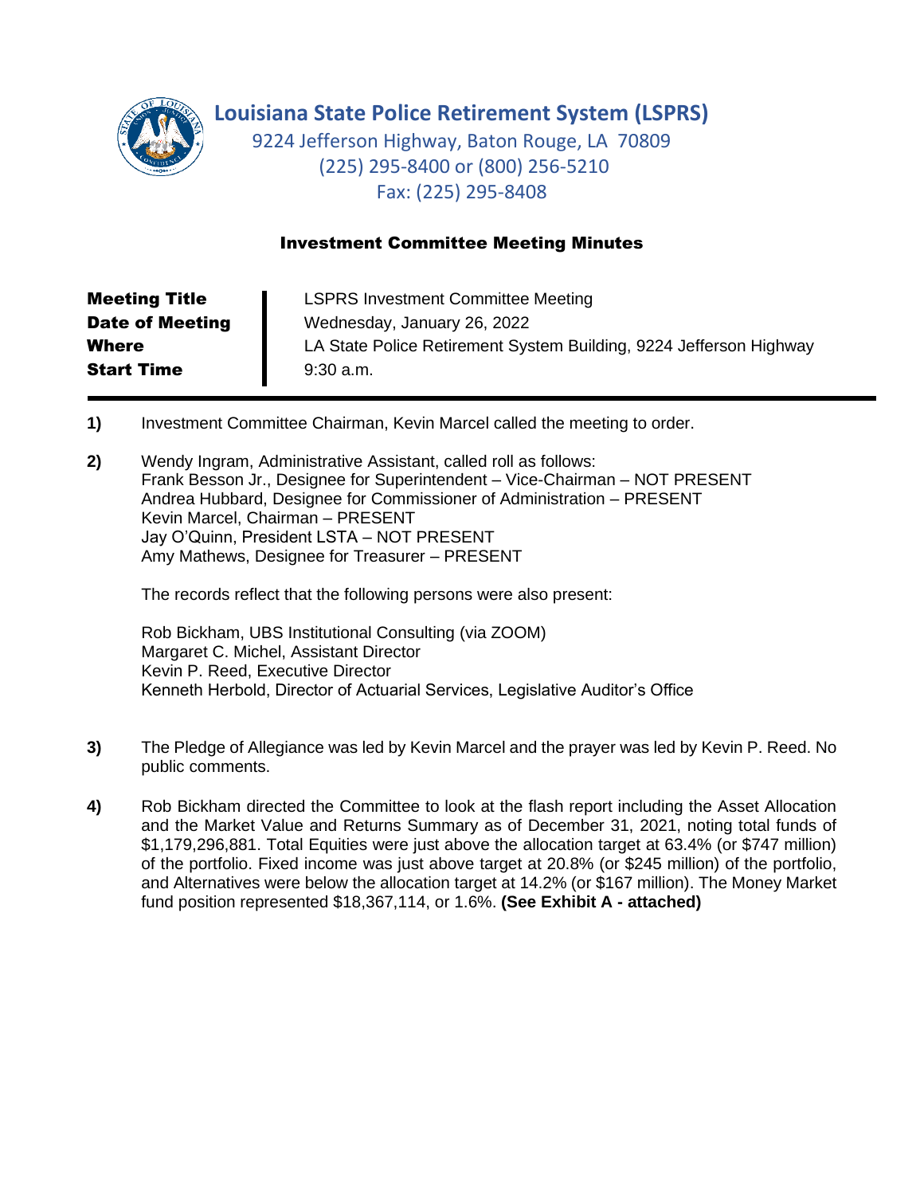# Louisiana State Police Retirement System (LSPRS)

9224 Jefferson Highway, Baton Rouge, LA 70809
(225) 295-8400 or (800) 256-5210
Fax: (225) 295-8408

## Investment Committee Meeting Minutes

| | |
|---|---|
| **Meeting Title** | LSPRS Investment Committee Meeting |
| **Date of Meeting** | Wednesday, January 26, 2022 |
| **Where** | LA State Police Retirement System Building, 9224 Jefferson Highway |
| **Start Time** | 9:30 a.m. |

**1)** Investment Committee Chairman, Kevin Marcel called the meeting to order.

**2)** Wendy Ingram, Administrative Assistant, called roll as follows:
Frank Besson Jr., Designee for Superintendent – Vice-Chairman – NOT PRESENT
Andrea Hubbard, Designee for Commissioner of Administration – PRESENT
Kevin Marcel, Chairman – PRESENT
Jay O'Quinn, President LSTA – NOT PRESENT
Amy Mathews, Designee for Treasurer – PRESENT

The records reflect that the following persons were also present:

Rob Bickham, UBS Institutional Consulting (via ZOOM)
Margaret C. Michel, Assistant Director
Kevin P. Reed, Executive Director
Kenneth Herbold, Director of Actuarial Services, Legislative Auditor's Office

**3)** The Pledge of Allegiance was led by Kevin Marcel and the prayer was led by Kevin P. Reed. No public comments.

**4)** Rob Bickham directed the Committee to look at the flash report including the Asset Allocation and the Market Value and Returns Summary as of December 31, 2021, noting total funds of $1,179,296,881. Total Equities were just above the allocation target at 63.4% (or $747 million) of the portfolio. Fixed income was just above target at 20.8% (or $245 million) of the portfolio, and Alternatives were below the allocation target at 14.2% (or $167 million). The Money Market fund position represented $18,367,114, or 1.6%. **(See Exhibit A - attached)**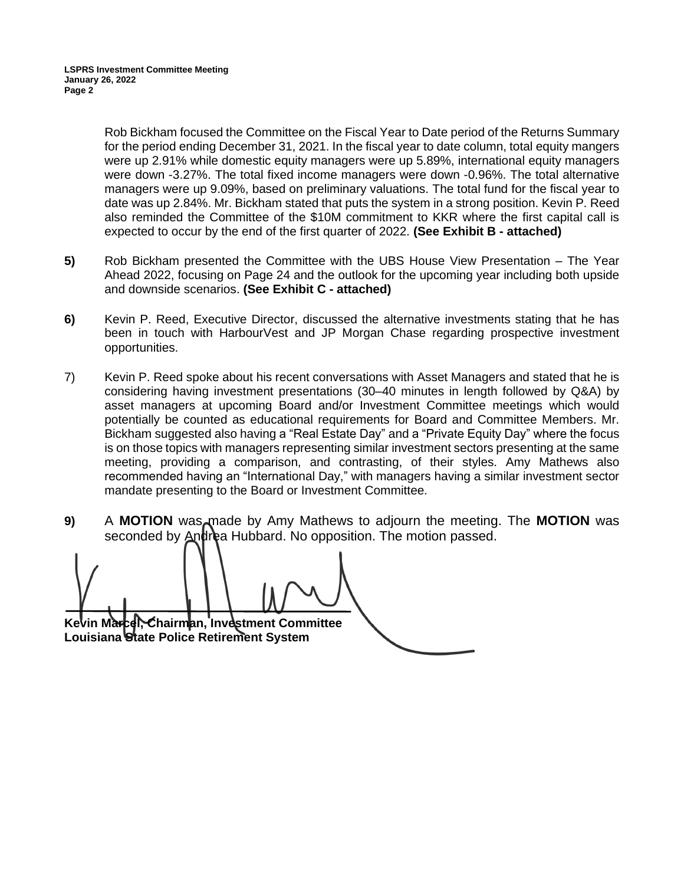Rob Bickham focused the Committee on the Fiscal Year to Date period of the Returns Summary for the period ending December 31, 2021. In the fiscal year to date column, total equity mangers were up 2.91% while domestic equity managers were up 5.89%, international equity managers were down -3.27%. The total fixed income managers were down -0.96%. The total alternative managers were up 9.09%, based on preliminary valuations. The total fund for the fiscal year to date was up 2.84%. Mr. Bickham stated that puts the system in a strong position. Kevin P. Reed also reminded the Committee of the $10M commitment to KKR where the first capital call is expected to occur by the end of the first quarter of 2022. **(See Exhibit B - attached)**

**5)** Rob Bickham presented the Committee with the UBS House View Presentation – The Year Ahead 2022, focusing on Page 24 and the outlook for the upcoming year including both upside and downside scenarios. **(See Exhibit C - attached)**

**6)** Kevin P. Reed, Executive Director, discussed the alternative investments stating that he has been in touch with HarbourVest and JP Morgan Chase regarding prospective investment opportunities.

7) Kevin P. Reed spoke about his recent conversations with Asset Managers and stated that he is considering having investment presentations (30–40 minutes in length followed by Q&A) by asset managers at upcoming Board and/or Investment Committee meetings which would potentially be counted as educational requirements for Board and Committee Members. Mr. Bickham suggested also having a "Real Estate Day" and a "Private Equity Day" where the focus is on those topics with managers representing similar investment sectors presenting at the same meeting, providing a comparison, and contrasting, of their styles. Amy Mathews also recommended having an "International Day," with managers having a similar investment sector mandate presenting to the Board or Investment Committee.

**9)** A **MOTION** was made by Amy Mathews to adjourn the meeting. The **MOTION** was seconded by Andrea Hubbard. No opposition. The motion passed.

**Kevin Marcel, Chairman, Investment Committee**
**Louisiana State Police Retirement System**